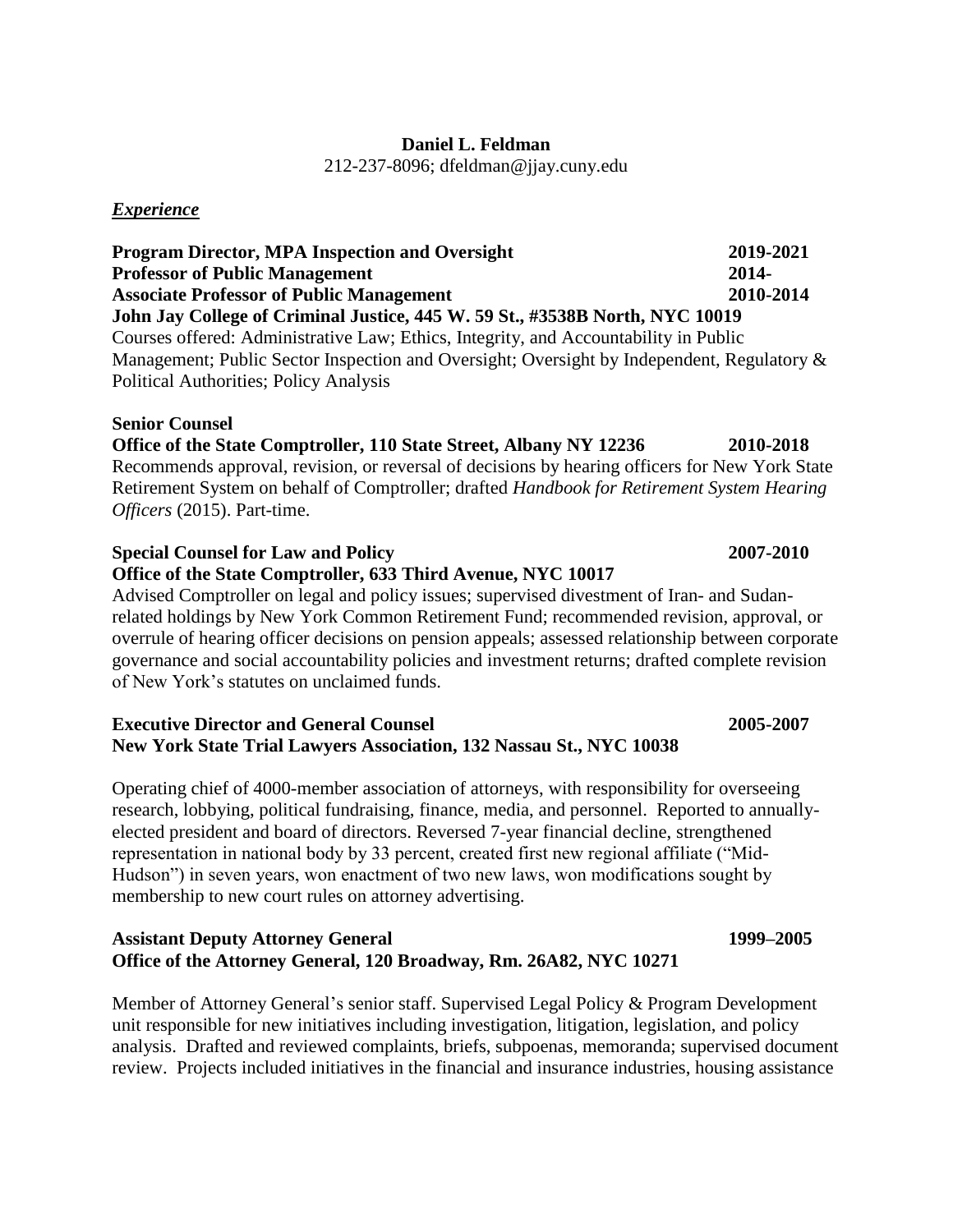**Daniel L. Feldman**
212-237-8096; dfeldman@jjay.cuny.edu

## *Experience*

**Program Director, MPA Inspection and Oversight** **2019-2021**
**Professor of Public Management** **2014-**
**Associate Professor of Public Management** **2010-2014**
**John Jay College of Criminal Justice, 445 W. 59 St., #3538B North, NYC 10019**
Courses offered: Administrative Law; Ethics, Integrity, and Accountability in Public Management; Public Sector Inspection and Oversight; Oversight by Independent, Regulatory & Political Authorities; Policy Analysis

**Senior Counsel**
**Office of the State Comptroller, 110 State Street, Albany NY 12236** **2010-2018**
Recommends approval, revision, or reversal of decisions by hearing officers for New York State Retirement System on behalf of Comptroller; drafted *Handbook for Retirement System Hearing Officers* (2015). Part-time.

**Special Counsel for Law and Policy** **2007-2010**
**Office of the State Comptroller, 633 Third Avenue, NYC 10017**
Advised Comptroller on legal and policy issues; supervised divestment of Iran- and Sudan-related holdings by New York Common Retirement Fund; recommended revision, approval, or overrule of hearing officer decisions on pension appeals; assessed relationship between corporate governance and social accountability policies and investment returns; drafted complete revision of New York's statutes on unclaimed funds.

**Executive Director and General Counsel** **2005-2007**
**New York State Trial Lawyers Association, 132 Nassau St., NYC 10038**

Operating chief of 4000-member association of attorneys, with responsibility for overseeing research, lobbying, political fundraising, finance, media, and personnel. Reported to annually-elected president and board of directors. Reversed 7-year financial decline, strengthened representation in national body by 33 percent, created first new regional affiliate ("Mid-Hudson") in seven years, won enactment of two new laws, won modifications sought by membership to new court rules on attorney advertising.

**Assistant Deputy Attorney General** **1999–2005**
**Office of the Attorney General, 120 Broadway, Rm. 26A82, NYC 10271**

Member of Attorney General's senior staff. Supervised Legal Policy & Program Development unit responsible for new initiatives including investigation, litigation, legislation, and policy analysis. Drafted and reviewed complaints, briefs, subpoenas, memoranda; supervised document review. Projects included initiatives in the financial and insurance industries, housing assistance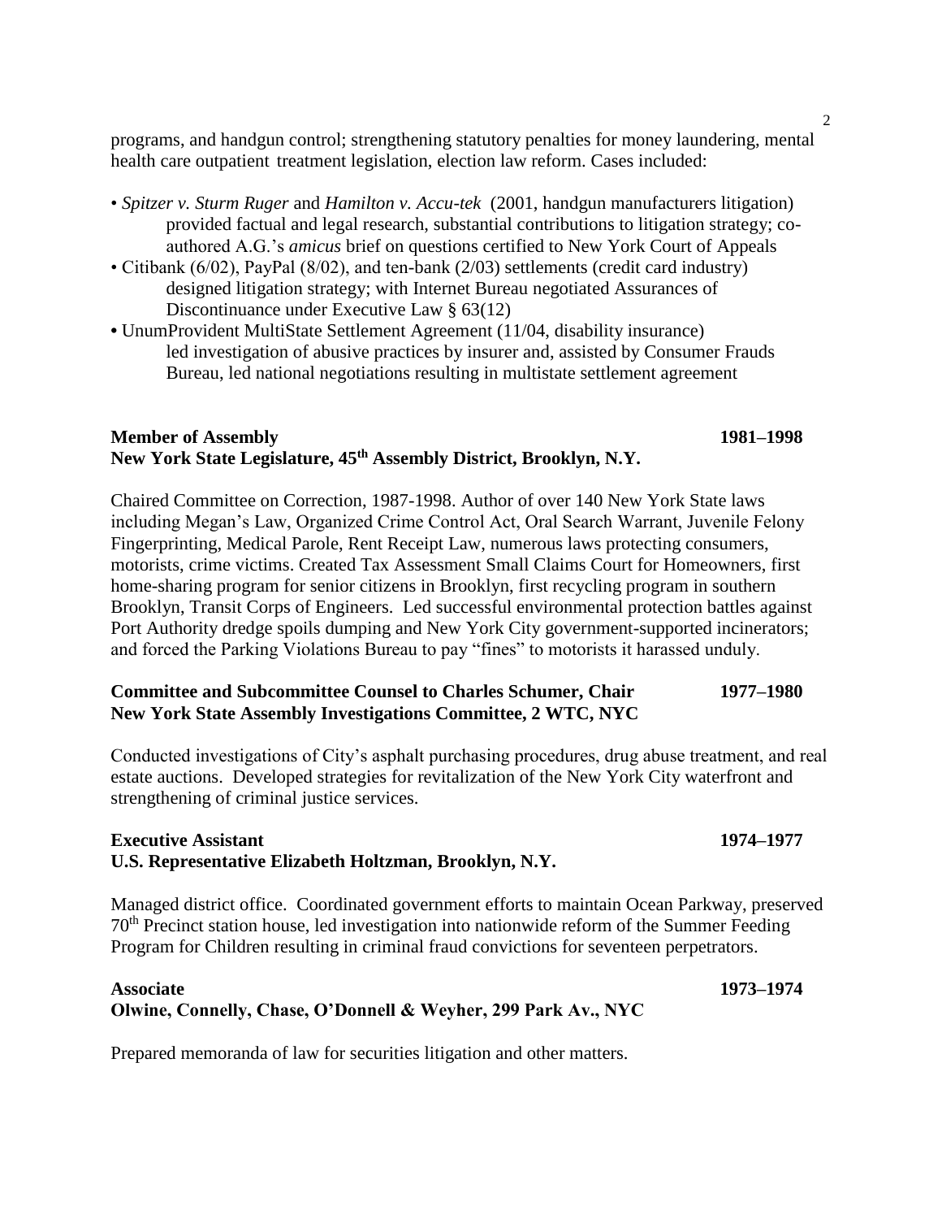programs, and handgun control; strengthening statutory penalties for money laundering, mental health care outpatient treatment legislation, election law reform. Cases included:

- *Spitzer v. Sturm Ruger* and *Hamilton v. Accu-tek* (2001, handgun manufacturers litigation) provided factual and legal research, substantial contributions to litigation strategy; co-authored A.G.'s *amicus* brief on questions certified to New York Court of Appeals
- Citibank (6/02), PayPal (8/02), and ten-bank (2/03) settlements (credit card industry) designed litigation strategy; with Internet Bureau negotiated Assurances of Discontinuance under Executive Law § 63(12)
- UnumProvident MultiState Settlement Agreement (11/04, disability insurance) led investigation of abusive practices by insurer and, assisted by Consumer Frauds Bureau, led national negotiations resulting in multistate settlement agreement

**Member of Assembly** **1981–1998**
**New York State Legislature, 45th Assembly District, Brooklyn, N.Y.**

Chaired Committee on Correction, 1987-1998. Author of over 140 New York State laws including Megan's Law, Organized Crime Control Act, Oral Search Warrant, Juvenile Felony Fingerprinting, Medical Parole, Rent Receipt Law, numerous laws protecting consumers, motorists, crime victims. Created Tax Assessment Small Claims Court for Homeowners, first home-sharing program for senior citizens in Brooklyn, first recycling program in southern Brooklyn, Transit Corps of Engineers. Led successful environmental protection battles against Port Authority dredge spoils dumping and New York City government-supported incinerators; and forced the Parking Violations Bureau to pay "fines" to motorists it harassed unduly.

**Committee and Subcommittee Counsel to Charles Schumer, Chair** **1977–1980**
**New York State Assembly Investigations Committee, 2 WTC, NYC**

Conducted investigations of City's asphalt purchasing procedures, drug abuse treatment, and real estate auctions. Developed strategies for revitalization of the New York City waterfront and strengthening of criminal justice services.

**Executive Assistant** **1974–1977**
**U.S. Representative Elizabeth Holtzman, Brooklyn, N.Y.**

Managed district office. Coordinated government efforts to maintain Ocean Parkway, preserved 70th Precinct station house, led investigation into nationwide reform of the Summer Feeding Program for Children resulting in criminal fraud convictions for seventeen perpetrators.

**Associate** **1973–1974**
**Olwine, Connelly, Chase, O'Donnell & Weyher, 299 Park Av., NYC**

Prepared memoranda of law for securities litigation and other matters.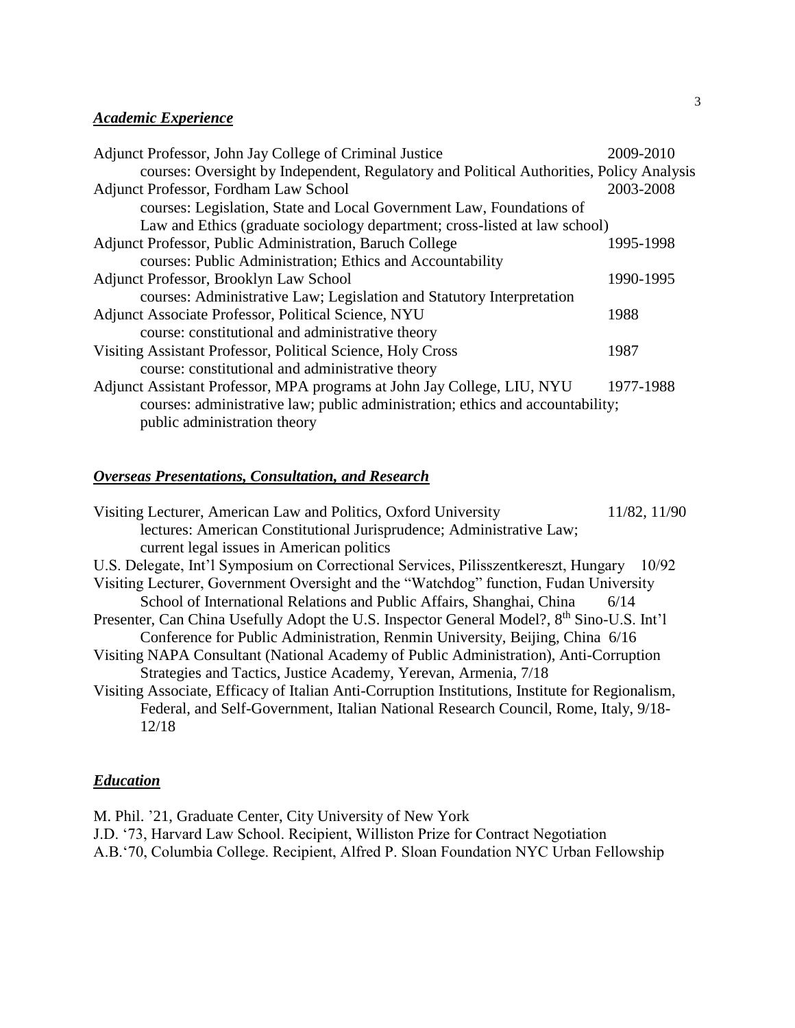## ***Academic Experience***

Adjunct Professor, John Jay College of Criminal Justice 2009-2010
courses: Oversight by Independent, Regulatory and Political Authorities, Policy Analysis

Adjunct Professor, Fordham Law School 2003-2008
courses: Legislation, State and Local Government Law, Foundations of Law and Ethics (graduate sociology department; cross-listed at law school)

Adjunct Professor, Public Administration, Baruch College 1995-1998
courses: Public Administration; Ethics and Accountability

Adjunct Professor, Brooklyn Law School 1990-1995
courses: Administrative Law; Legislation and Statutory Interpretation

Adjunct Associate Professor, Political Science, NYU 1988
course: constitutional and administrative theory

Visiting Assistant Professor, Political Science, Holy Cross 1987
course: constitutional and administrative theory

Adjunct Assistant Professor, MPA programs at John Jay College, LIU, NYU 1977-1988
courses: administrative law; public administration; ethics and accountability; public administration theory

## ***Overseas Presentations, Consultation, and Research***

Visiting Lecturer, American Law and Politics, Oxford University 11/82, 11/90
lectures: American Constitutional Jurisprudence; Administrative Law; current legal issues in American politics

U.S. Delegate, Int'l Symposium on Correctional Services, Pilisszentkereszt, Hungary 10/92

Visiting Lecturer, Government Oversight and the "Watchdog" function, Fudan University School of International Relations and Public Affairs, Shanghai, China 6/14

Presenter, Can China Usefully Adopt the U.S. Inspector General Model?, 8th Sino-U.S. Int'l Conference for Public Administration, Renmin University, Beijing, China 6/16

Visiting NAPA Consultant (National Academy of Public Administration), Anti-Corruption Strategies and Tactics, Justice Academy, Yerevan, Armenia, 7/18

Visiting Associate, Efficacy of Italian Anti-Corruption Institutions, Institute for Regionalism, Federal, and Self-Government, Italian National Research Council, Rome, Italy, 9/18-12/18

## ***Education***

M. Phil. '21, Graduate Center, City University of New York
J.D. '73, Harvard Law School. Recipient, Williston Prize for Contract Negotiation
A.B.'70, Columbia College. Recipient, Alfred P. Sloan Foundation NYC Urban Fellowship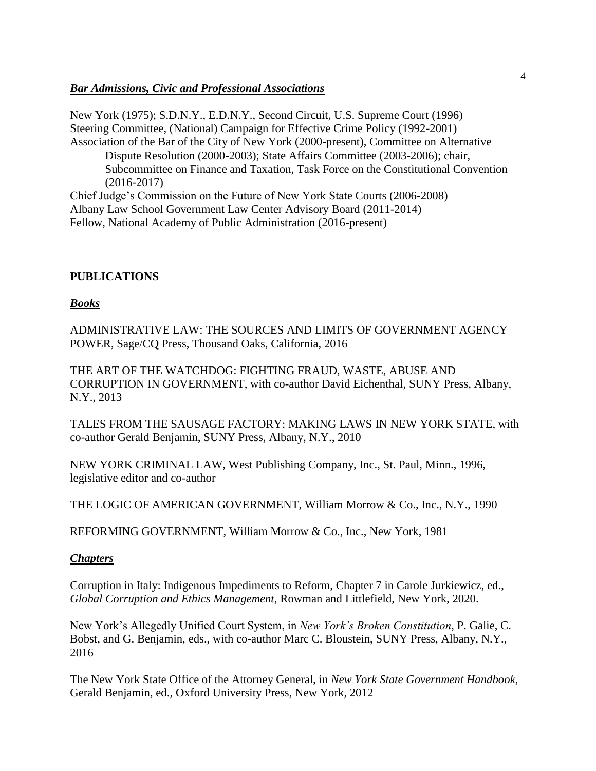### ***Bar Admissions, Civic and Professional Associations***

New York (1975); S.D.N.Y., E.D.N.Y., Second Circuit, U.S. Supreme Court (1996)
Steering Committee, (National) Campaign for Effective Crime Policy (1992-2001)
Association of the Bar of the City of New York (2000-present), Committee on Alternative Dispute Resolution (2000-2003); State Affairs Committee (2003-2006); chair, Subcommittee on Finance and Taxation, Task Force on the Constitutional Convention (2016-2017)
Chief Judge's Commission on the Future of New York State Courts (2006-2008)
Albany Law School Government Law Center Advisory Board (2011-2014)
Fellow, National Academy of Public Administration (2016-present)

## PUBLICATIONS

### ***Books***

ADMINISTRATIVE LAW: THE SOURCES AND LIMITS OF GOVERNMENT AGENCY POWER, Sage/CQ Press, Thousand Oaks, California, 2016

THE ART OF THE WATCHDOG: FIGHTING FRAUD, WASTE, ABUSE AND CORRUPTION IN GOVERNMENT, with co-author David Eichenthal, SUNY Press, Albany, N.Y., 2013

TALES FROM THE SAUSAGE FACTORY: MAKING LAWS IN NEW YORK STATE, with co-author Gerald Benjamin, SUNY Press, Albany, N.Y., 2010

NEW YORK CRIMINAL LAW, West Publishing Company, Inc., St. Paul, Minn., 1996, legislative editor and co-author

THE LOGIC OF AMERICAN GOVERNMENT, William Morrow & Co., Inc., N.Y., 1990

REFORMING GOVERNMENT, William Morrow & Co., Inc., New York, 1981

### ***Chapters***

Corruption in Italy: Indigenous Impediments to Reform, Chapter 7 in Carole Jurkiewicz, ed., *Global Corruption and Ethics Management*, Rowman and Littlefield, New York, 2020.

New York's Allegedly Unified Court System, in *New York's Broken Constitution*, P. Galie, C. Bobst, and G. Benjamin, eds., with co-author Marc C. Bloustein, SUNY Press, Albany, N.Y., 2016

The New York State Office of the Attorney General, in *New York State Government Handbook*, Gerald Benjamin, ed., Oxford University Press, New York, 2012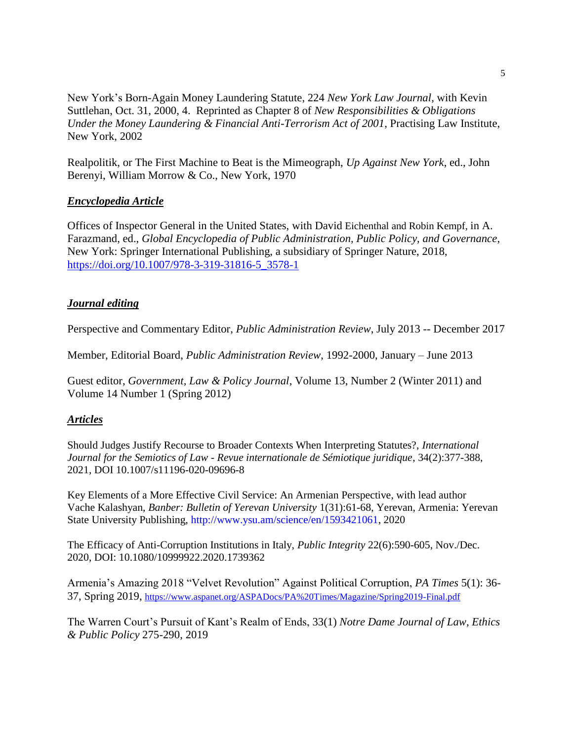New York's Born-Again Money Laundering Statute, 224 *New York Law Journal*, with Kevin Suttlehan, Oct. 31, 2000, 4. Reprinted as Chapter 8 of *New Responsibilities & Obligations Under the Money Laundering & Financial Anti-Terrorism Act of 2001*, Practising Law Institute, New York, 2002

Realpolitik, or The First Machine to Beat is the Mimeograph, *Up Against New York*, ed., John Berenyi, William Morrow & Co., New York, 1970

***Encyclopedia Article***

Offices of Inspector General in the United States, with David Eichenthal and Robin Kempf, in A. Farazmand, ed., *Global Encyclopedia of Public Administration, Public Policy, and Governance*, New York: Springer International Publishing, a subsidiary of Springer Nature, 2018, https://doi.org/10.1007/978-3-319-31816-5_3578-1

***Journal editing***

Perspective and Commentary Editor, *Public Administration Review*, July 2013 -- December 2017

Member, Editorial Board, *Public Administration Review*, 1992-2000, January – June 2013

Guest editor, *Government, Law & Policy Journal*, Volume 13, Number 2 (Winter 2011) and Volume 14 Number 1 (Spring 2012)

***Articles***

Should Judges Justify Recourse to Broader Contexts When Interpreting Statutes?, *International Journal for the Semiotics of Law - Revue internationale de Sémiotique juridique*, 34(2):377-388, 2021, DOI 10.1007/s11196-020-09696-8

Key Elements of a More Effective Civil Service: An Armenian Perspective, with lead author Vache Kalashyan, *Banber: Bulletin of Yerevan University* 1(31):61-68, Yerevan, Armenia: Yerevan State University Publishing, http://www.ysu.am/science/en/1593421061, 2020

The Efficacy of Anti-Corruption Institutions in Italy, *Public Integrity* 22(6):590-605, Nov./Dec. 2020, DOI: 10.1080/10999922.2020.1739362

Armenia's Amazing 2018 "Velvet Revolution" Against Political Corruption, *PA Times* 5(1): 36-37, Spring 2019, https://www.aspanet.org/ASPADocs/PA%20Times/Magazine/Spring2019-Final.pdf

The Warren Court's Pursuit of Kant's Realm of Ends, 33(1) *Notre Dame Journal of Law, Ethics & Public Policy* 275-290, 2019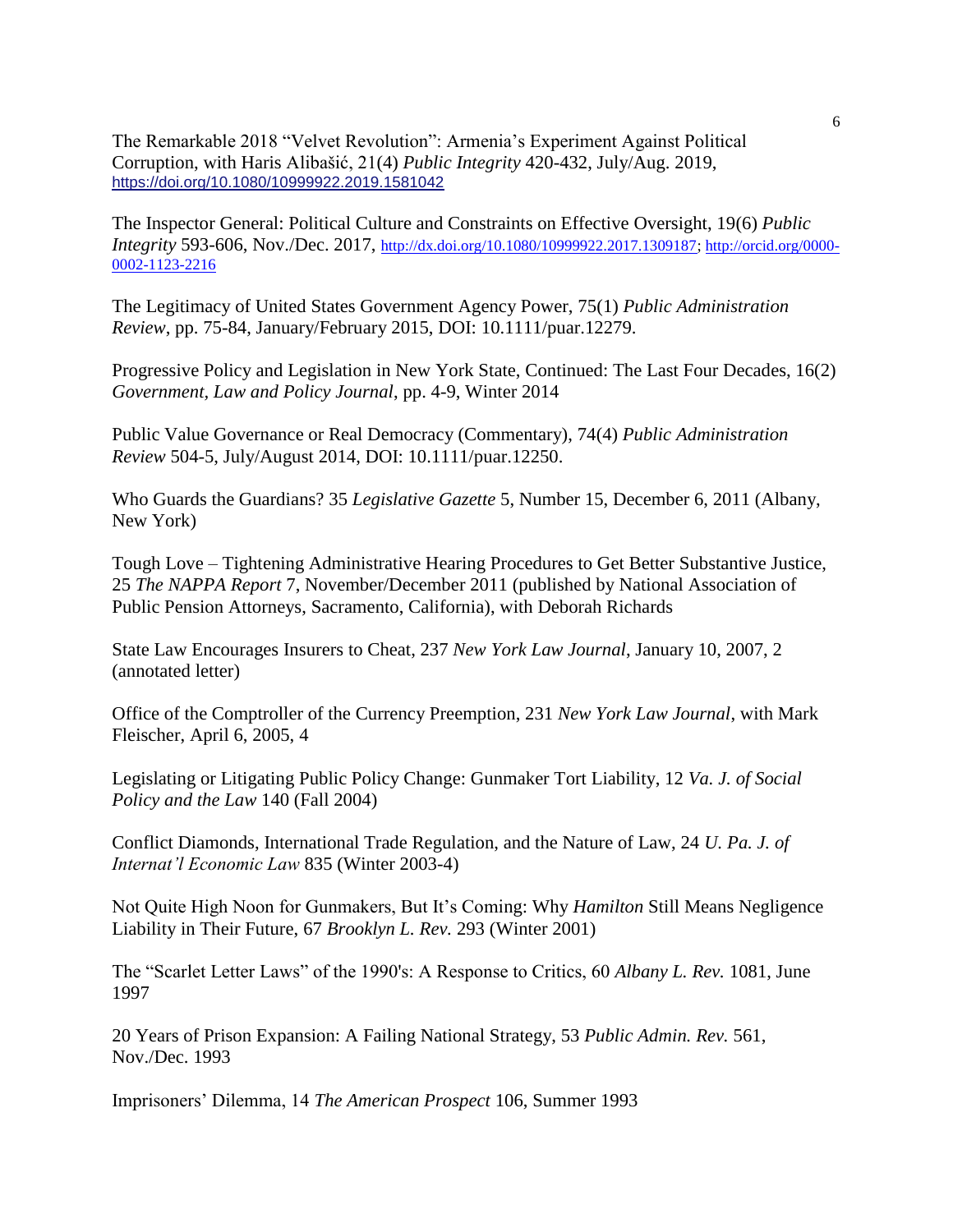The Remarkable 2018 "Velvet Revolution": Armenia's Experiment Against Political Corruption, with Haris Alibašić, 21(4) *Public Integrity* 420-432, July/Aug. 2019, https://doi.org/10.1080/10999922.2019.1581042

The Inspector General: Political Culture and Constraints on Effective Oversight, 19(6) *Public Integrity* 593-606, Nov./Dec. 2017, http://dx.doi.org/10.1080/10999922.2017.1309187; http://orcid.org/0000-0002-1123-2216

The Legitimacy of United States Government Agency Power, 75(1) *Public Administration Review*, pp. 75-84, January/February 2015, DOI: 10.1111/puar.12279.

Progressive Policy and Legislation in New York State, Continued: The Last Four Decades, 16(2) *Government, Law and Policy Journal*, pp. 4-9, Winter 2014

Public Value Governance or Real Democracy (Commentary), 74(4) *Public Administration Review* 504-5, July/August 2014, DOI: 10.1111/puar.12250.

Who Guards the Guardians? 35 *Legislative Gazette* 5, Number 15, December 6, 2011 (Albany, New York)

Tough Love – Tightening Administrative Hearing Procedures to Get Better Substantive Justice, 25 *The NAPPA Report* 7, November/December 2011 (published by National Association of Public Pension Attorneys, Sacramento, California), with Deborah Richards

State Law Encourages Insurers to Cheat, 237 *New York Law Journal*, January 10, 2007, 2 (annotated letter)

Office of the Comptroller of the Currency Preemption, 231 *New York Law Journal*, with Mark Fleischer, April 6, 2005, 4

Legislating or Litigating Public Policy Change: Gunmaker Tort Liability, 12 *Va. J. of Social Policy and the Law* 140 (Fall 2004)

Conflict Diamonds, International Trade Regulation, and the Nature of Law, 24 *U. Pa. J. of Internat'l Economic Law* 835 (Winter 2003-4)

Not Quite High Noon for Gunmakers, But It's Coming: Why *Hamilton* Still Means Negligence Liability in Their Future, 67 *Brooklyn L. Rev.* 293 (Winter 2001)

The "Scarlet Letter Laws" of the 1990's: A Response to Critics, 60 *Albany L. Rev.* 1081, June 1997

20 Years of Prison Expansion: A Failing National Strategy, 53 *Public Admin. Rev.* 561, Nov./Dec. 1993

Imprisoners' Dilemma, 14 *The American Prospect* 106, Summer 1993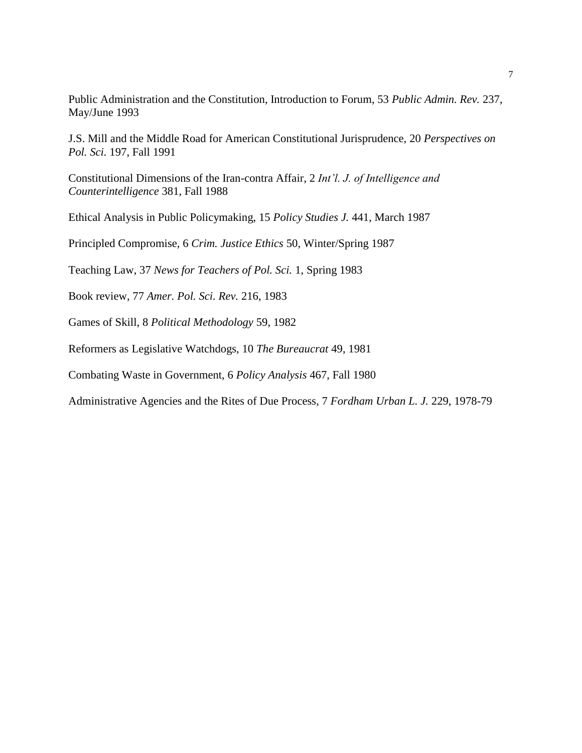Public Administration and the Constitution, Introduction to Forum, 53 *Public Admin. Rev.* 237, May/June 1993

J.S. Mill and the Middle Road for American Constitutional Jurisprudence, 20 *Perspectives on Pol. Sci.* 197, Fall 1991

Constitutional Dimensions of the Iran-contra Affair, 2 *Int'l. J. of Intelligence and Counterintelligence* 381, Fall 1988

Ethical Analysis in Public Policymaking, 15 *Policy Studies J.* 441, March 1987

Principled Compromise, 6 *Crim. Justice Ethics* 50, Winter/Spring 1987

Teaching Law, 37 *News for Teachers of Pol. Sci.* 1, Spring 1983

Book review, 77 *Amer. Pol. Sci. Rev.* 216, 1983

Games of Skill, 8 *Political Methodology* 59, 1982

Reformers as Legislative Watchdogs, 10 *The Bureaucrat* 49, 1981

Combating Waste in Government, 6 *Policy Analysis* 467, Fall 1980

Administrative Agencies and the Rites of Due Process, 7 *Fordham Urban L. J.* 229, 1978-79